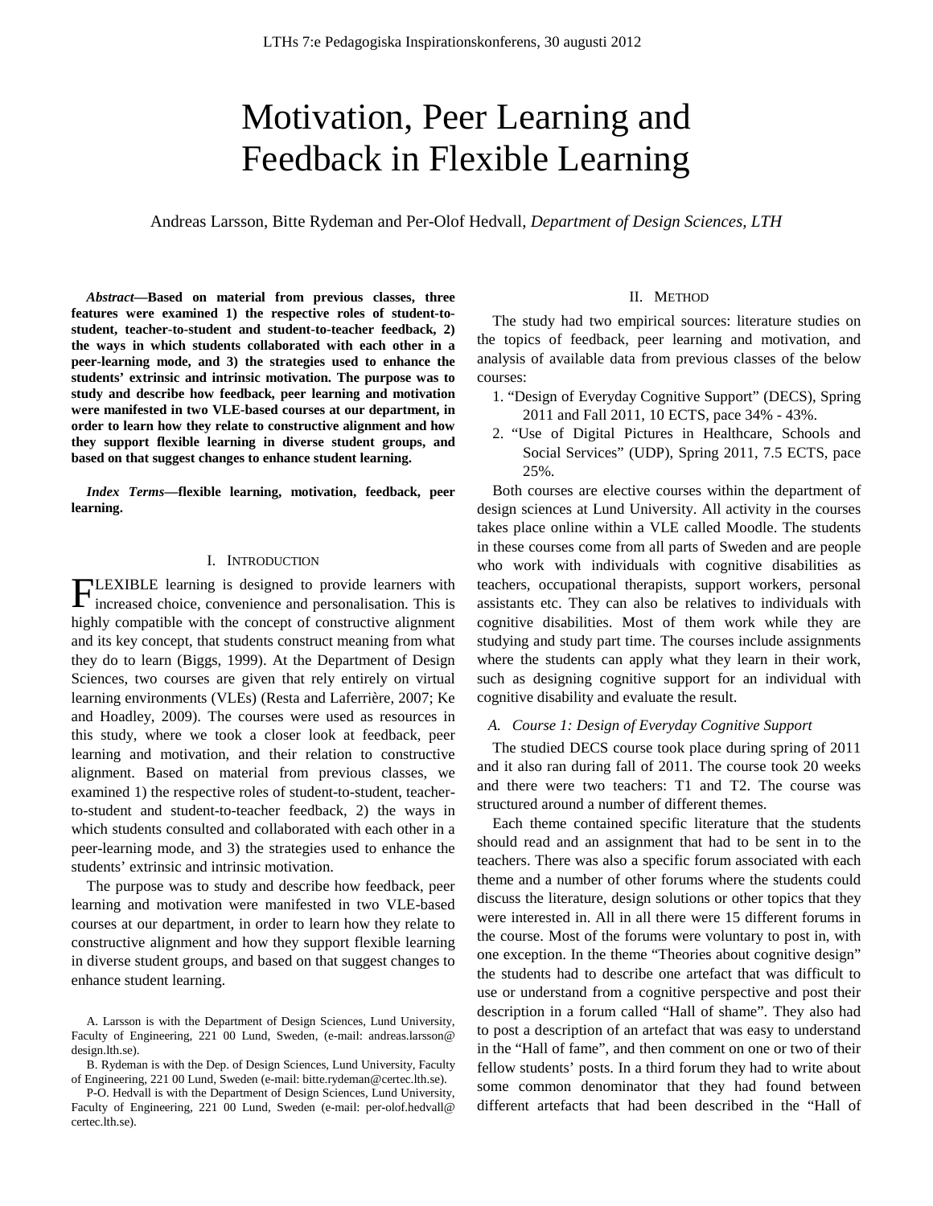# Motivation, Peer Learning and Feedback in Flexible Learning

Andreas Larsson, Bitte Rydeman and Per-Olof Hedvall, *Department of Design Sciences, LTH*

***Abstract*—Based on material from previous classes, three features were examined 1) the respective roles of student-to-student, teacher-to-student and student-to-teacher feedback, 2) the ways in which students collaborated with each other in a peer-learning mode, and 3) the strategies used to enhance the students' extrinsic and intrinsic motivation. The purpose was to study and describe how feedback, peer learning and motivation were manifested in two VLE-based courses at our department, in order to learn how they relate to constructive alignment and how they support flexible learning in diverse student groups, and based on that suggest changes to enhance student learning.**

***Index Terms*—flexible learning, motivation, feedback, peer learning.**

## I. Introduction

FLEXIBLE learning is designed to provide learners with increased choice, convenience and personalisation. This is highly compatible with the concept of constructive alignment and its key concept, that students construct meaning from what they do to learn (Biggs, 1999). At the Department of Design Sciences, two courses are given that rely entirely on virtual learning environments (VLEs) (Resta and Laferrière, 2007; Ke and Hoadley, 2009). The courses were used as resources in this study, where we took a closer look at feedback, peer learning and motivation, and their relation to constructive alignment. Based on material from previous classes, we examined 1) the respective roles of student-to-student, teacher-to-student and student-to-teacher feedback, 2) the ways in which students consulted and collaborated with each other in a peer-learning mode, and 3) the strategies used to enhance the students' extrinsic and intrinsic motivation.

The purpose was to study and describe how feedback, peer learning and motivation were manifested in two VLE-based courses at our department, in order to learn how they relate to constructive alignment and how they support flexible learning in diverse student groups, and based on that suggest changes to enhance student learning.

A. Larsson is with the Department of Design Sciences, Lund University, Faculty of Engineering, 221 00 Lund, Sweden, (e-mail: andreas.larsson@design.lth.se).

B. Rydeman is with the Dep. of Design Sciences, Lund University, Faculty of Engineering, 221 00 Lund, Sweden (e-mail: bitte.rydeman@certec.lth.se).

P-O. Hedvall is with the Department of Design Sciences, Lund University, Faculty of Engineering, 221 00 Lund, Sweden (e-mail: per-olof.hedvall@certec.lth.se).

## II. Method

The study had two empirical sources: literature studies on the topics of feedback, peer learning and motivation, and analysis of available data from previous classes of the below courses:

1. "Design of Everyday Cognitive Support" (DECS), Spring 2011 and Fall 2011, 10 ECTS, pace 34% - 43%.
2. "Use of Digital Pictures in Healthcare, Schools and Social Services" (UDP), Spring 2011, 7.5 ECTS, pace 25%.

Both courses are elective courses within the department of design sciences at Lund University. All activity in the courses takes place online within a VLE called Moodle. The students in these courses come from all parts of Sweden and are people who work with individuals with cognitive disabilities as teachers, occupational therapists, support workers, personal assistants etc. They can also be relatives to individuals with cognitive disabilities. Most of them work while they are studying and study part time. The courses include assignments where the students can apply what they learn in their work, such as designing cognitive support for an individual with cognitive disability and evaluate the result.

### *A. Course 1: Design of Everyday Cognitive Support*

The studied DECS course took place during spring of 2011 and it also ran during fall of 2011. The course took 20 weeks and there were two teachers: T1 and T2. The course was structured around a number of different themes.

Each theme contained specific literature that the students should read and an assignment that had to be sent in to the teachers. There was also a specific forum associated with each theme and a number of other forums where the students could discuss the literature, design solutions or other topics that they were interested in. All in all there were 15 different forums in the course. Most of the forums were voluntary to post in, with one exception. In the theme "Theories about cognitive design" the students had to describe one artefact that was difficult to use or understand from a cognitive perspective and post their description in a forum called "Hall of shame". They also had to post a description of an artefact that was easy to understand in the "Hall of fame", and then comment on one or two of their fellow students' posts. In a third forum they had to write about some common denominator that they had found between different artefacts that had been described in the "Hall of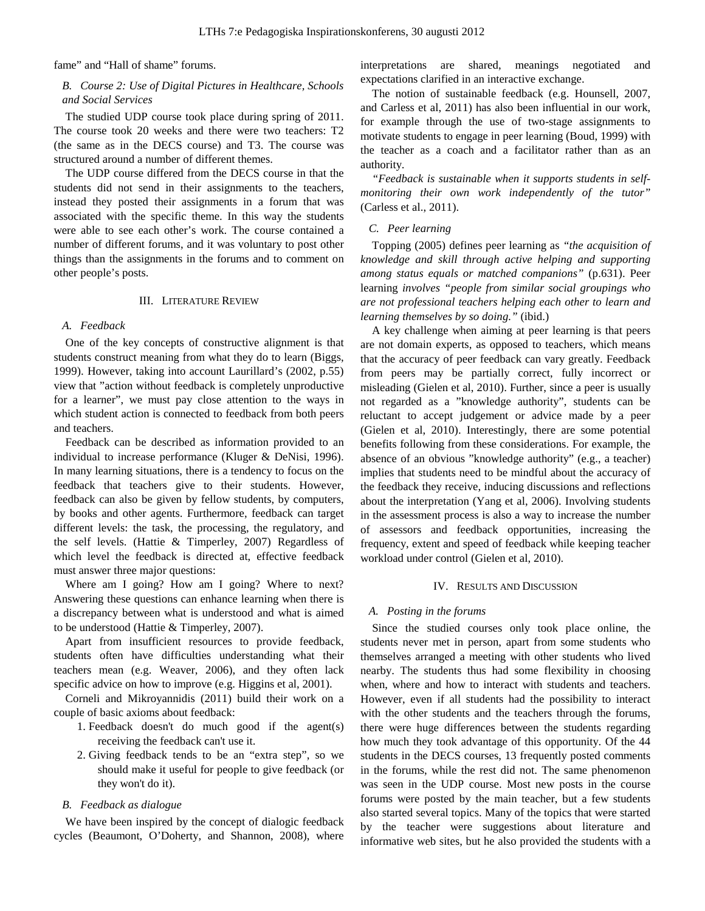fame" and "Hall of shame" forums.

### B. *Course 2: Use of Digital Pictures in Healthcare, Schools and Social Services*

The studied UDP course took place during spring of 2011. The course took 20 weeks and there were two teachers: T2 (the same as in the DECS course) and T3. The course was structured around a number of different themes.

The UDP course differed from the DECS course in that the students did not send in their assignments to the teachers, instead they posted their assignments in a forum that was associated with the specific theme. In this way the students were able to see each other's work. The course contained a number of different forums, and it was voluntary to post other things than the assignments in the forums and to comment on other people's posts.

## III. Literature Review

### A. *Feedback*

One of the key concepts of constructive alignment is that students construct meaning from what they do to learn (Biggs, 1999). However, taking into account Laurillard's (2002, p.55) view that "action without feedback is completely unproductive for a learner", we must pay close attention to the ways in which student action is connected to feedback from both peers and teachers.

Feedback can be described as information provided to an individual to increase performance (Kluger & DeNisi, 1996). In many learning situations, there is a tendency to focus on the feedback that teachers give to their students. However, feedback can also be given by fellow students, by computers, by books and other agents. Furthermore, feedback can target different levels: the task, the processing, the regulatory, and the self levels. (Hattie & Timperley, 2007) Regardless of which level the feedback is directed at, effective feedback must answer three major questions:

Where am I going? How am I going? Where to next? Answering these questions can enhance learning when there is a discrepancy between what is understood and what is aimed to be understood (Hattie & Timperley, 2007).

Apart from insufficient resources to provide feedback, students often have difficulties understanding what their teachers mean (e.g. Weaver, 2006), and they often lack specific advice on how to improve (e.g. Higgins et al, 2001).

Corneli and Mikroyannidis (2011) build their work on a couple of basic axioms about feedback:

1. Feedback doesn't do much good if the agent(s) receiving the feedback can't use it.
2. Giving feedback tends to be an "extra step", so we should make it useful for people to give feedback (or they won't do it).

### B. *Feedback as dialogue*

We have been inspired by the concept of dialogic feedback cycles (Beaumont, O'Doherty, and Shannon, 2008), where interpretations are shared, meanings negotiated and expectations clarified in an interactive exchange.

The notion of sustainable feedback (e.g. Hounsell, 2007, and Carless et al, 2011) has also been influential in our work, for example through the use of two-stage assignments to motivate students to engage in peer learning (Boud, 1999) with the teacher as a coach and a facilitator rather than as an authority.

*"Feedback is sustainable when it supports students in self-monitoring their own work independently of the tutor"* (Carless et al., 2011).

### C. *Peer learning*

Topping (2005) defines peer learning as *"the acquisition of knowledge and skill through active helping and supporting among status equals or matched companions"* (p.631). Peer learning *involves "people from similar social groupings who are not professional teachers helping each other to learn and learning themselves by so doing."* (ibid.)

A key challenge when aiming at peer learning is that peers are not domain experts, as opposed to teachers, which means that the accuracy of peer feedback can vary greatly. Feedback from peers may be partially correct, fully incorrect or misleading (Gielen et al, 2010). Further, since a peer is usually not regarded as a "knowledge authority", students can be reluctant to accept judgement or advice made by a peer (Gielen et al, 2010). Interestingly, there are some potential benefits following from these considerations. For example, the absence of an obvious "knowledge authority" (e.g., a teacher) implies that students need to be mindful about the accuracy of the feedback they receive, inducing discussions and reflections about the interpretation (Yang et al, 2006). Involving students in the assessment process is also a way to increase the number of assessors and feedback opportunities, increasing the frequency, extent and speed of feedback while keeping teacher workload under control (Gielen et al, 2010).

## IV. Results and Discussion

### A. *Posting in the forums*

Since the studied courses only took place online, the students never met in person, apart from some students who themselves arranged a meeting with other students who lived nearby. The students thus had some flexibility in choosing when, where and how to interact with students and teachers. However, even if all students had the possibility to interact with the other students and the teachers through the forums, there were huge differences between the students regarding how much they took advantage of this opportunity. Of the 44 students in the DECS courses, 13 frequently posted comments in the forums, while the rest did not. The same phenomenon was seen in the UDP course. Most new posts in the course forums were posted by the main teacher, but a few students also started several topics. Many of the topics that were started by the teacher were suggestions about literature and informative web sites, but he also provided the students with a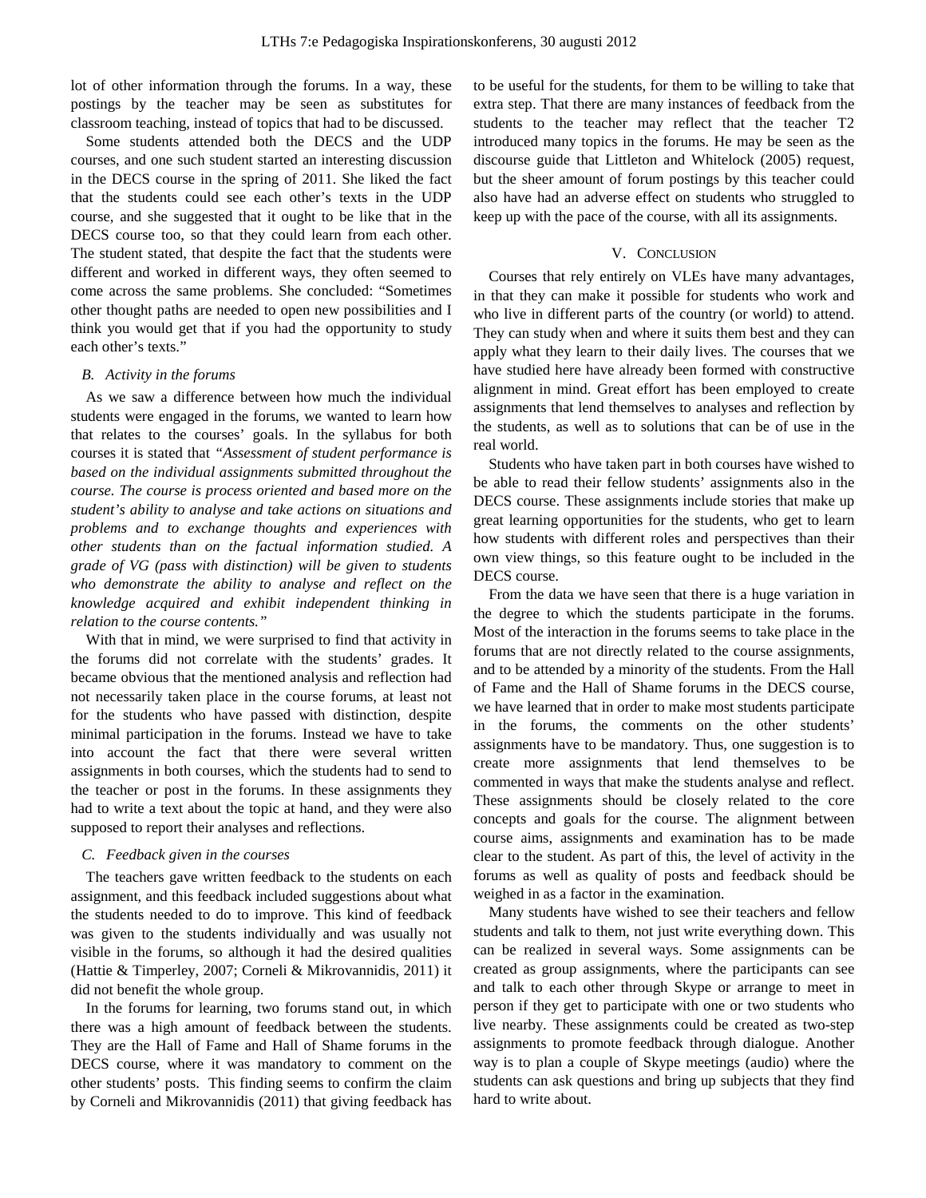lot of other information through the forums. In a way, these postings by the teacher may be seen as substitutes for classroom teaching, instead of topics that had to be discussed.

Some students attended both the DECS and the UDP courses, and one such student started an interesting discussion in the DECS course in the spring of 2011. She liked the fact that the students could see each other's texts in the UDP course, and she suggested that it ought to be like that in the DECS course too, so that they could learn from each other. The student stated, that despite the fact that the students were different and worked in different ways, they often seemed to come across the same problems. She concluded: "Sometimes other thought paths are needed to open new possibilities and I think you would get that if you had the opportunity to study each other's texts."

### B. Activity in the forums

As we saw a difference between how much the individual students were engaged in the forums, we wanted to learn how that relates to the courses' goals. In the syllabus for both courses it is stated that *"Assessment of student performance is based on the individual assignments submitted throughout the course. The course is process oriented and based more on the student's ability to analyse and take actions on situations and problems and to exchange thoughts and experiences with other students than on the factual information studied. A grade of VG (pass with distinction) will be given to students who demonstrate the ability to analyse and reflect on the knowledge acquired and exhibit independent thinking in relation to the course contents."*

With that in mind, we were surprised to find that activity in the forums did not correlate with the students' grades. It became obvious that the mentioned analysis and reflection had not necessarily taken place in the course forums, at least not for the students who have passed with distinction, despite minimal participation in the forums. Instead we have to take into account the fact that there were several written assignments in both courses, which the students had to send to the teacher or post in the forums. In these assignments they had to write a text about the topic at hand, and they were also supposed to report their analyses and reflections.

### C. Feedback given in the courses

The teachers gave written feedback to the students on each assignment, and this feedback included suggestions about what the students needed to do to improve. This kind of feedback was given to the students individually and was usually not visible in the forums, so although it had the desired qualities (Hattie & Timperley, 2007; Corneli & Mikrovannidis, 2011) it did not benefit the whole group.

In the forums for learning, two forums stand out, in which there was a high amount of feedback between the students. They are the Hall of Fame and Hall of Shame forums in the DECS course, where it was mandatory to comment on the other students' posts. This finding seems to confirm the claim by Corneli and Mikrovannidis (2011) that giving feedback has to be useful for the students, for them to be willing to take that extra step. That there are many instances of feedback from the students to the teacher may reflect that the teacher T2 introduced many topics in the forums. He may be seen as the discourse guide that Littleton and Whitelock (2005) request, but the sheer amount of forum postings by this teacher could also have had an adverse effect on students who struggled to keep up with the pace of the course, with all its assignments.

## V. Conclusion

Courses that rely entirely on VLEs have many advantages, in that they can make it possible for students who work and who live in different parts of the country (or world) to attend. They can study when and where it suits them best and they can apply what they learn to their daily lives. The courses that we have studied here have already been formed with constructive alignment in mind. Great effort has been employed to create assignments that lend themselves to analyses and reflection by the students, as well as to solutions that can be of use in the real world.

Students who have taken part in both courses have wished to be able to read their fellow students' assignments also in the DECS course. These assignments include stories that make up great learning opportunities for the students, who get to learn how students with different roles and perspectives than their own view things, so this feature ought to be included in the DECS course.

From the data we have seen that there is a huge variation in the degree to which the students participate in the forums. Most of the interaction in the forums seems to take place in the forums that are not directly related to the course assignments, and to be attended by a minority of the students. From the Hall of Fame and the Hall of Shame forums in the DECS course, we have learned that in order to make most students participate in the forums, the comments on the other students' assignments have to be mandatory. Thus, one suggestion is to create more assignments that lend themselves to be commented in ways that make the students analyse and reflect. These assignments should be closely related to the core concepts and goals for the course. The alignment between course aims, assignments and examination has to be made clear to the student. As part of this, the level of activity in the forums as well as quality of posts and feedback should be weighed in as a factor in the examination.

Many students have wished to see their teachers and fellow students and talk to them, not just write everything down. This can be realized in several ways. Some assignments can be created as group assignments, where the participants can see and talk to each other through Skype or arrange to meet in person if they get to participate with one or two students who live nearby. These assignments could be created as two-step assignments to promote feedback through dialogue. Another way is to plan a couple of Skype meetings (audio) where the students can ask questions and bring up subjects that they find hard to write about.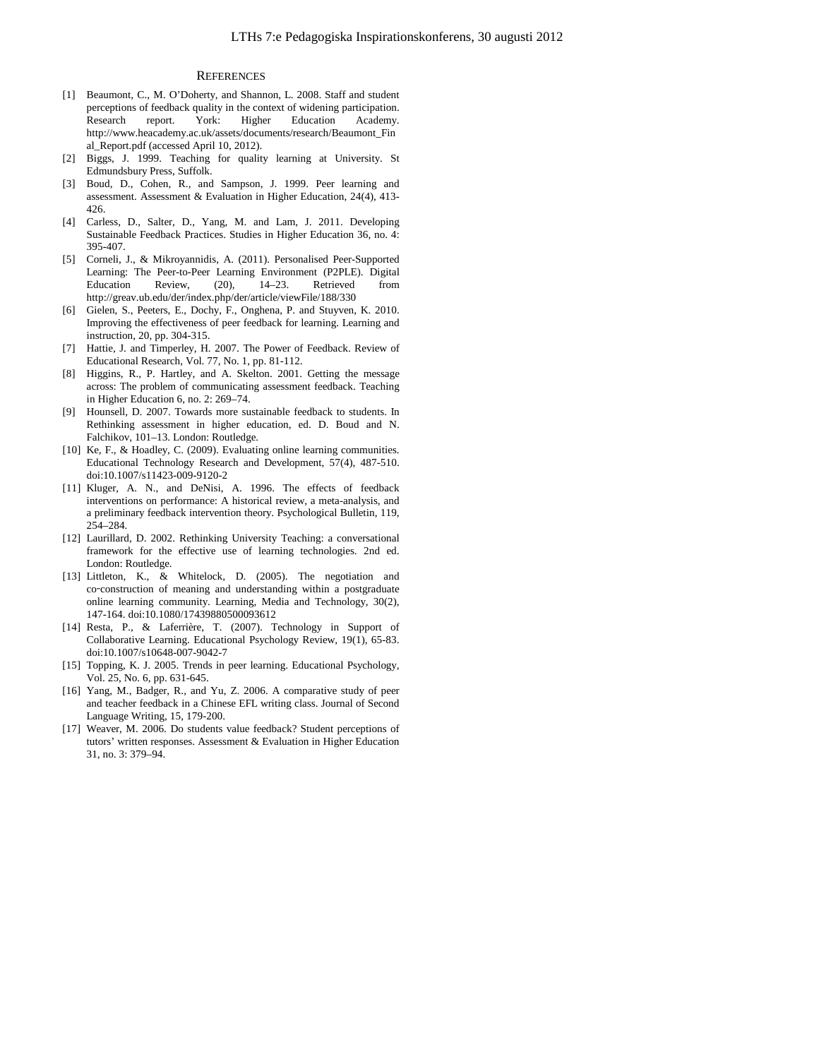## References

[1] Beaumont, C., M. O'Doherty, and Shannon, L. 2008. Staff and student perceptions of feedback quality in the context of widening participation. Research report. York: Higher Education Academy. http://www.heacademy.ac.uk/assets/documents/research/Beaumont_Final_Report.pdf (accessed April 10, 2012).

[2] Biggs, J. 1999. Teaching for quality learning at University. St Edmundsbury Press, Suffolk.

[3] Boud, D., Cohen, R., and Sampson, J. 1999. Peer learning and assessment. Assessment & Evaluation in Higher Education, 24(4), 413-426.

[4] Carless, D., Salter, D., Yang, M. and Lam, J. 2011. Developing Sustainable Feedback Practices. Studies in Higher Education 36, no. 4: 395-407.

[5] Corneli, J., & Mikroyannidis, A. (2011). Personalised Peer-Supported Learning: The Peer-to-Peer Learning Environment (P2PLE). Digital Education Review, (20), 14–23. Retrieved from http://greav.ub.edu/der/index.php/der/article/viewFile/188/330

[6] Gielen, S., Peeters, E., Dochy, F., Onghena, P. and Stuyven, K. 2010. Improving the effectiveness of peer feedback for learning. Learning and instruction, 20, pp. 304-315.

[7] Hattie, J. and Timperley, H. 2007. The Power of Feedback. Review of Educational Research, Vol. 77, No. 1, pp. 81-112.

[8] Higgins, R., P. Hartley, and A. Skelton. 2001. Getting the message across: The problem of communicating assessment feedback. Teaching in Higher Education 6, no. 2: 269–74.

[9] Hounsell, D. 2007. Towards more sustainable feedback to students. In Rethinking assessment in higher education, ed. D. Boud and N. Falchikov, 101–13. London: Routledge.

[10] Ke, F., & Hoadley, C. (2009). Evaluating online learning communities. Educational Technology Research and Development, 57(4), 487-510. doi:10.1007/s11423-009-9120-2

[11] Kluger, A. N., and DeNisi, A. 1996. The effects of feedback interventions on performance: A historical review, a meta-analysis, and a preliminary feedback intervention theory. Psychological Bulletin, 119, 254–284.

[12] Laurillard, D. 2002. Rethinking University Teaching: a conversational framework for the effective use of learning technologies. 2nd ed. London: Routledge.

[13] Littleton, K., & Whitelock, D. (2005). The negotiation and co-construction of meaning and understanding within a postgraduate online learning community. Learning, Media and Technology, 30(2), 147-164. doi:10.1080/17439880500093612

[14] Resta, P., & Laferrière, T. (2007). Technology in Support of Collaborative Learning. Educational Psychology Review, 19(1), 65-83. doi:10.1007/s10648-007-9042-7

[15] Topping, K. J. 2005. Trends in peer learning. Educational Psychology, Vol. 25, No. 6, pp. 631-645.

[16] Yang, M., Badger, R., and Yu, Z. 2006. A comparative study of peer and teacher feedback in a Chinese EFL writing class. Journal of Second Language Writing, 15, 179-200.

[17] Weaver, M. 2006. Do students value feedback? Student perceptions of tutors' written responses. Assessment & Evaluation in Higher Education 31, no. 3: 379–94.